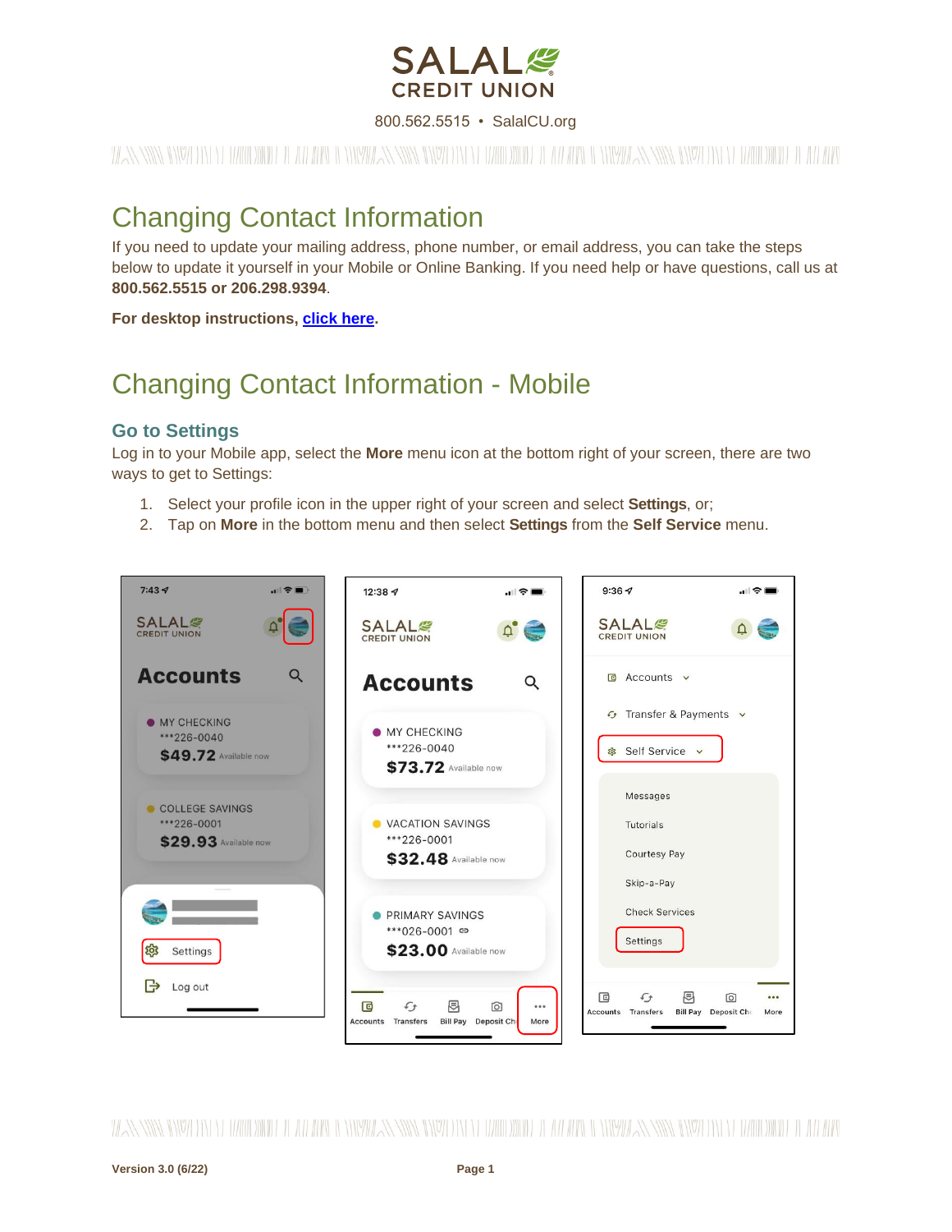# Changing Contact Information

If you need to update your mailing address, phone number, or email address, you can take the steps below to update it yourself in your Mobile or Online Banking. If you need help or have questions, call us at **800.562.5515 or 206.298.9394**.

**For desktop instructions, click here.**

# Changing Contact Information - Mobile

## Go to Settings

Log in to your Mobile app, select the **More** menu icon at the bottom right of your screen, there are two ways to get to Settings:

1. Select your profile icon in the upper right of your screen and select **Settings**, or;
2. Tap on **More** in the bottom menu and then select **Settings** from the **Self Service** menu.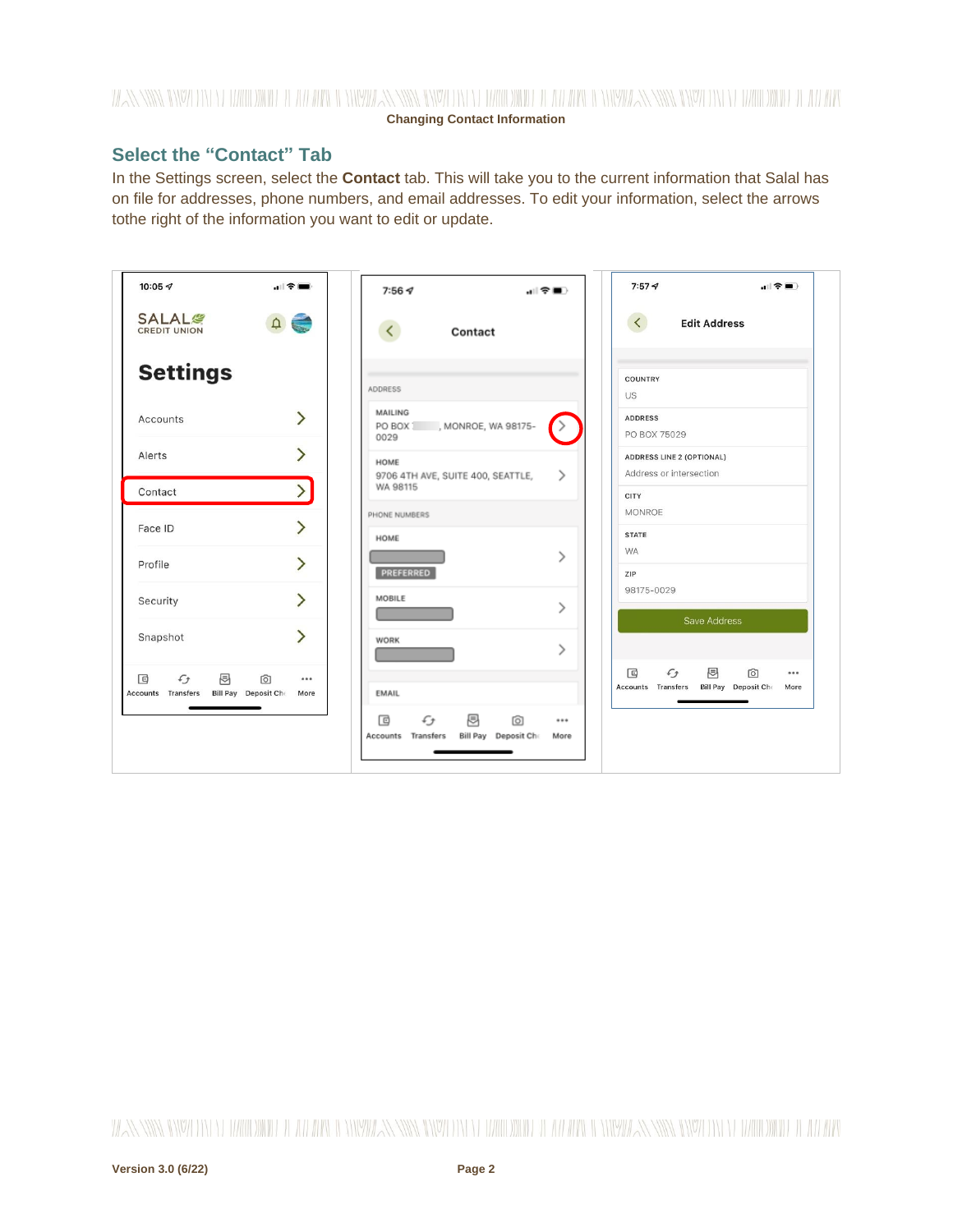## Select the "Contact" Tab

In the Settings screen, select the **Contact** tab. This will take you to the current information that Salal has on file for addresses, phone numbers, and email addresses. To edit your information, select the arrows tothe right of the information you want to edit or update.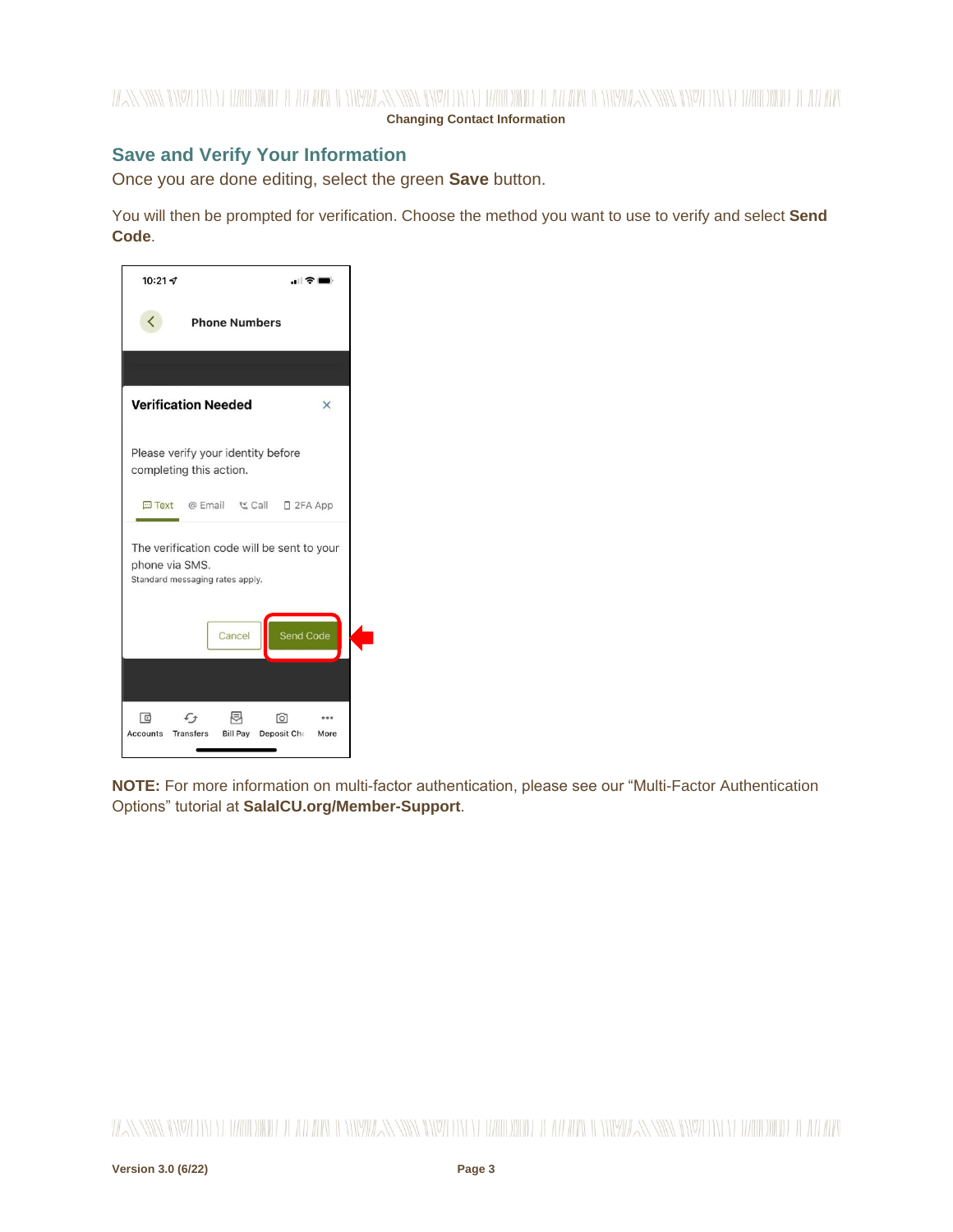## Save and Verify Your Information

Once you are done editing, select the green **Save** button.

You will then be prompted for verification. Choose the method you want to use to verify and select **Send Code**.

**NOTE:** For more information on multi-factor authentication, please see our “Multi-Factor Authentication Options” tutorial at **SalalCU.org/Member-Support**.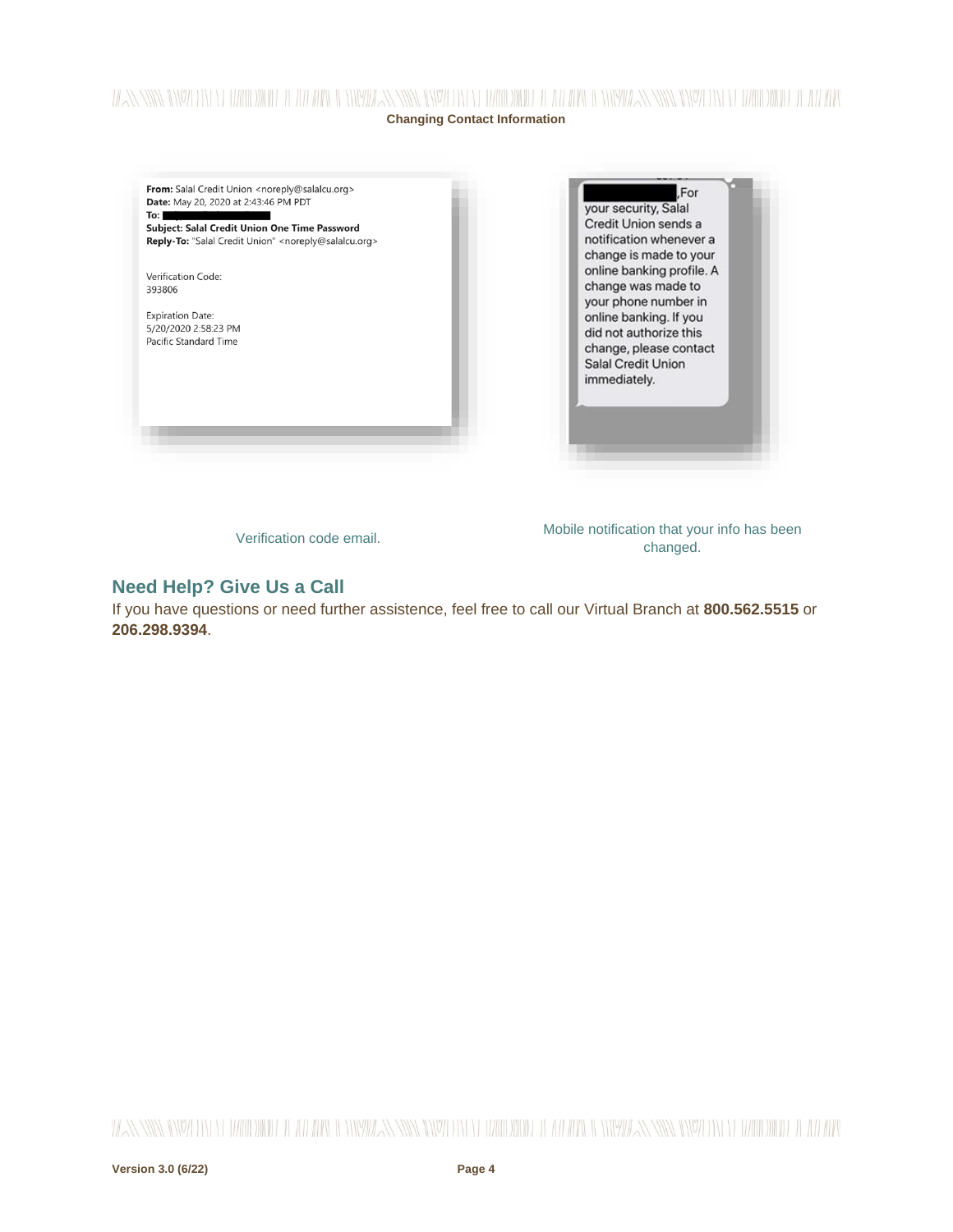From: Salal Credit Union <noreply@salalcu.org>
Date: May 20, 2020 at 2:43:46 PM PDT
To:
Subject: Salal Credit Union One Time Password
Reply-To: "Salal Credit Union" <noreply@salalcu.org>

Verification Code:
393806

Expiration Date:
5/20/2020 2:58:23 PM
Pacific Standard Time

Verification code email.

, For your security, Salal Credit Union sends a notification whenever a change is made to your online banking profile. A change was made to your phone number in online banking. If you did not authorize this change, please contact Salal Credit Union immediately.

Mobile notification that your info has been changed.

## Need Help? Give Us a Call

If you have questions or need further assistence, feel free to call our Virtual Branch at **800.562.5515** or **206.298.9394**.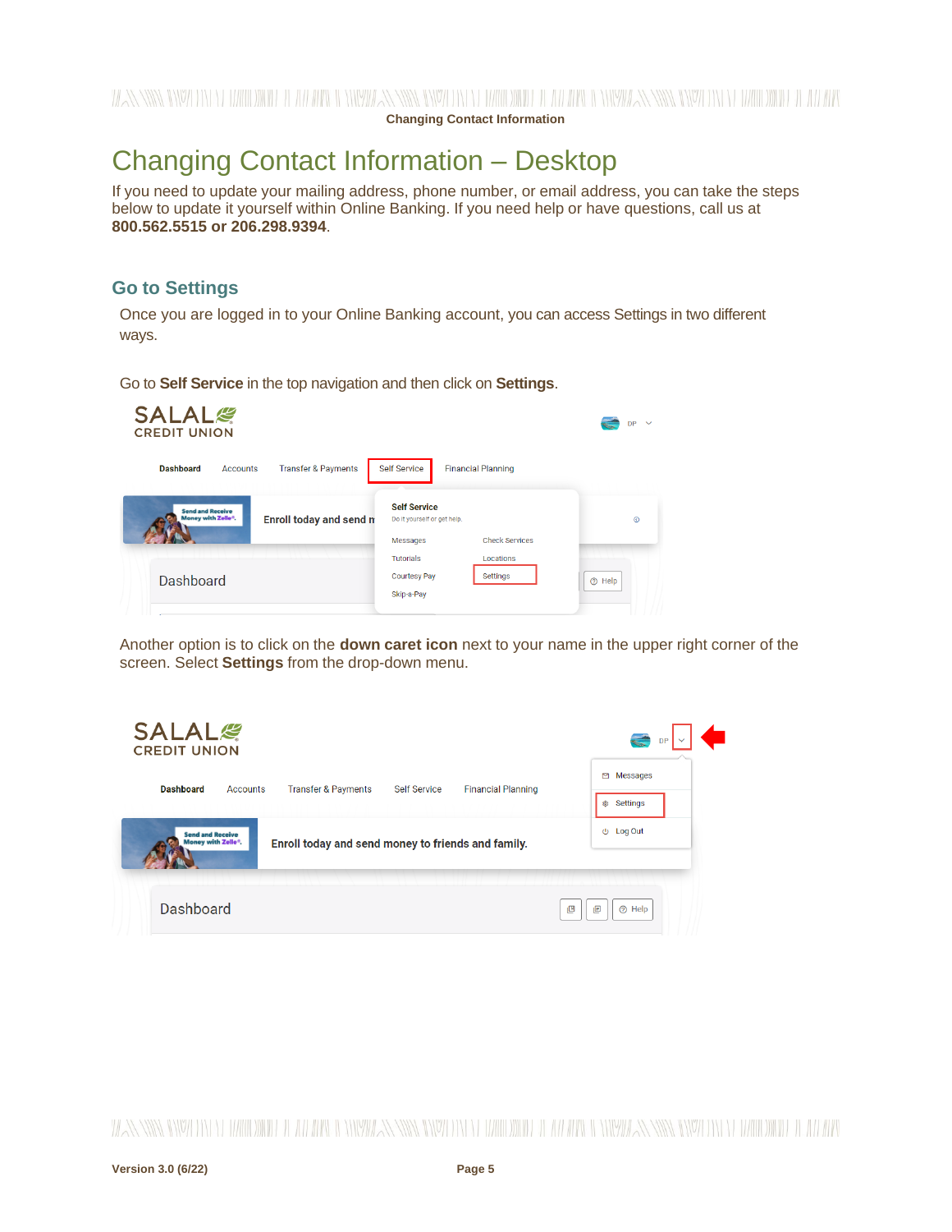# Changing Contact Information – Desktop

If you need to update your mailing address, phone number, or email address, you can take the steps below to update it yourself within Online Banking. If you need help or have questions, call us at **800.562.5515 or 206.298.9394**.

## Go to Settings

Once you are logged in to your Online Banking account, you can access Settings in two different ways.

Go to **Self Service** in the top navigation and then click on **Settings**.

Another option is to click on the **down caret icon** next to your name in the upper right corner of the screen. Select **Settings** from the drop-down menu.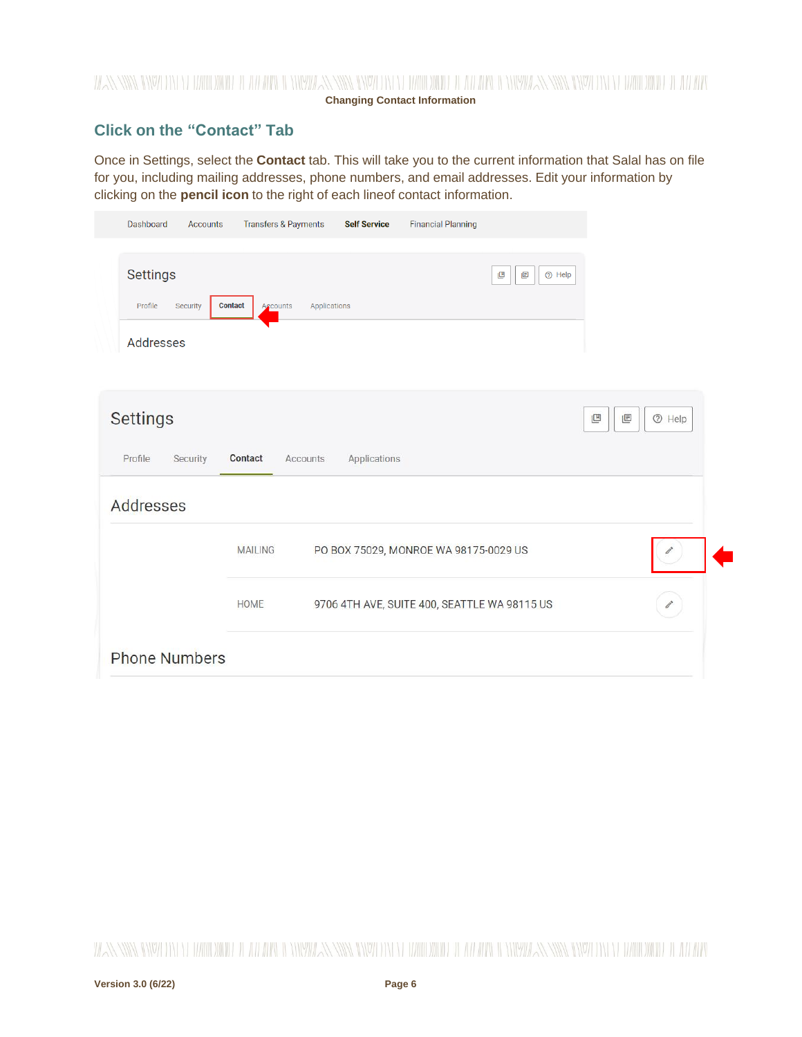## Click on the “Contact” Tab

Once in Settings, select the **Contact** tab. This will take you to the current information that Salal has on file for you, including mailing addresses, phone numbers, and email addresses. Edit your information by clicking on the **pencil icon** to the right of each lineof contact information.

Dashboard Accounts Transfers & Payments **Self Service** Financial Planning

Settings

Profile Security **Contact** Accounts Applications

Addresses

Settings

Profile Security **Contact** Accounts Applications

Addresses

MAILING PO BOX 75029, MONROE WA 98175-0029 US

HOME 9706 4TH AVE, SUITE 400, SEATTLE WA 98115 US

Phone Numbers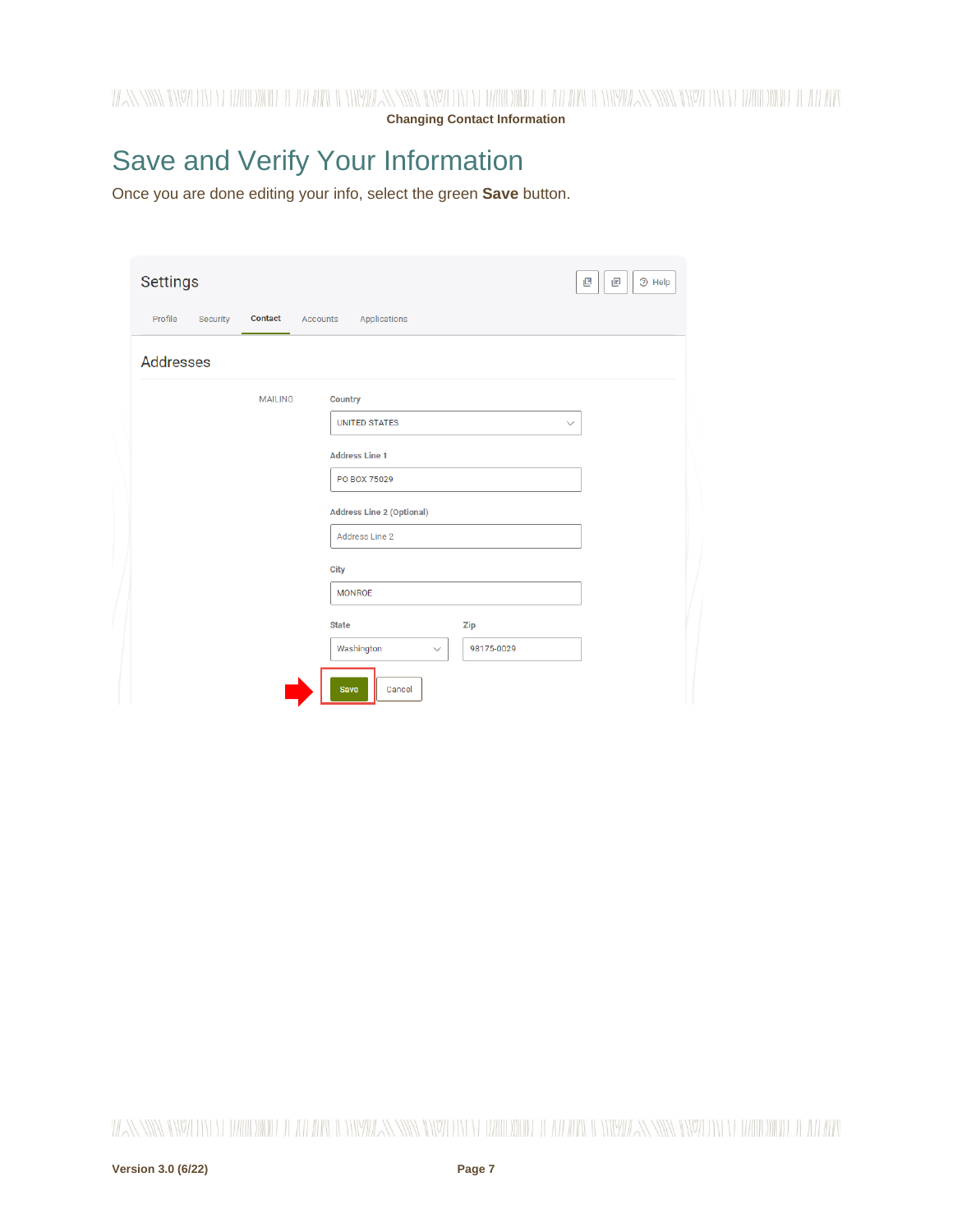# Save and Verify Your Information

Once you are done editing your info, select the green **Save** button.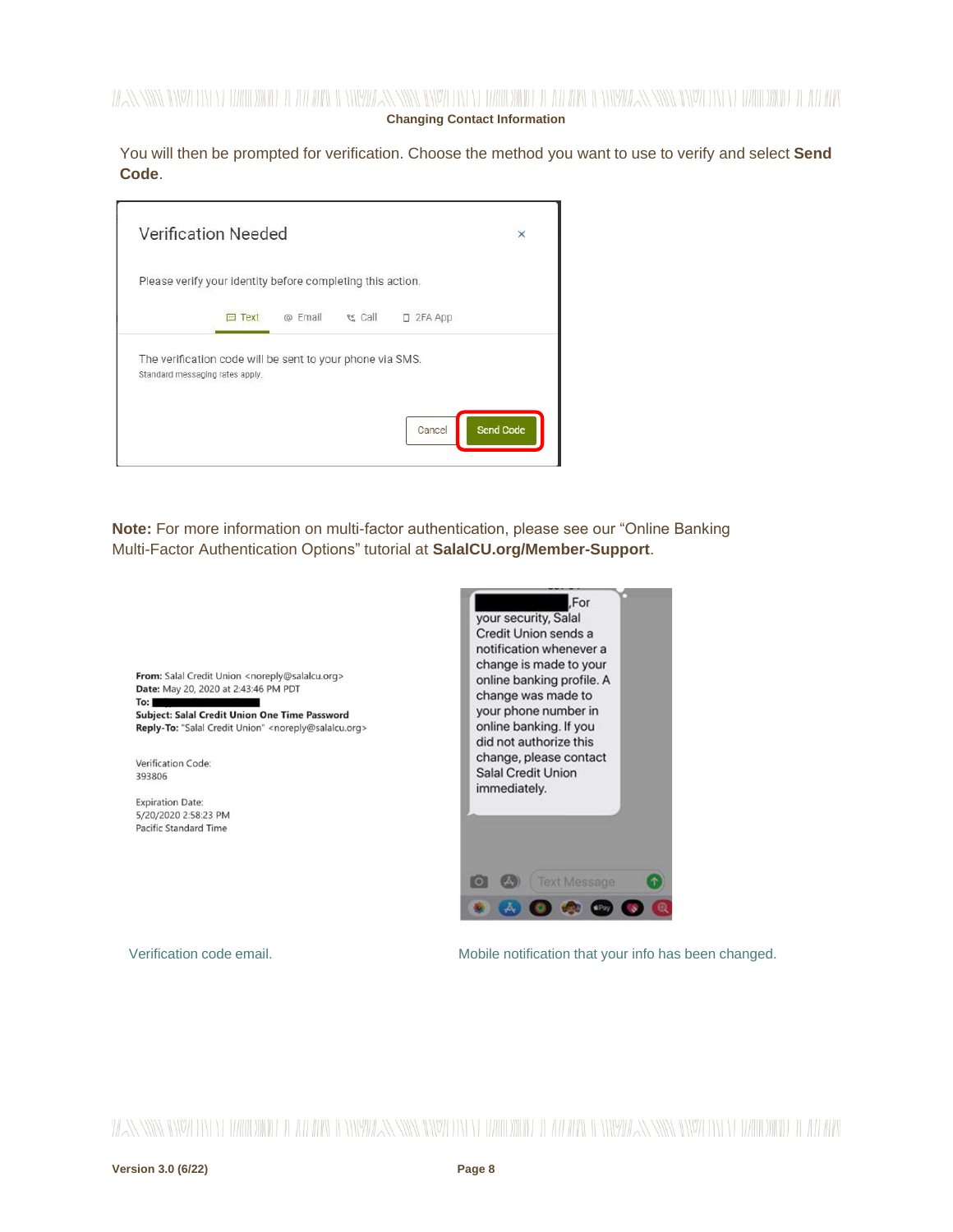You will then be prompted for verification. Choose the method you want to use to verify and select **Send Code**.

Verification Needed

Please verify your identity before completing this action.

Text | Email | Call | 2FA App

The verification code will be sent to your phone via SMS.
Standard messaging rates apply.

Cancel | Send Code

**Note:** For more information on multi-factor authentication, please see our "Online Banking Multi-Factor Authentication Options" tutorial at **SalalCU.org/Member-Support**.

**From:** Salal Credit Union <noreply@salalcu.org>
**Date:** May 20, 2020 at 2:43:46 PM PDT
**To:**
**Subject: Salal Credit Union One Time Password**
**Reply-To:** "Salal Credit Union" <noreply@salalcu.org>

Verification Code:
393806

Expiration Date:
5/20/2020 2:58:23 PM
Pacific Standard Time

Verification code email.

, For your security, Salal Credit Union sends a notification whenever a change is made to your online banking profile. A change was made to your phone number in online banking. If you did not authorize this change, please contact Salal Credit Union immediately.

Mobile notification that your info has been changed.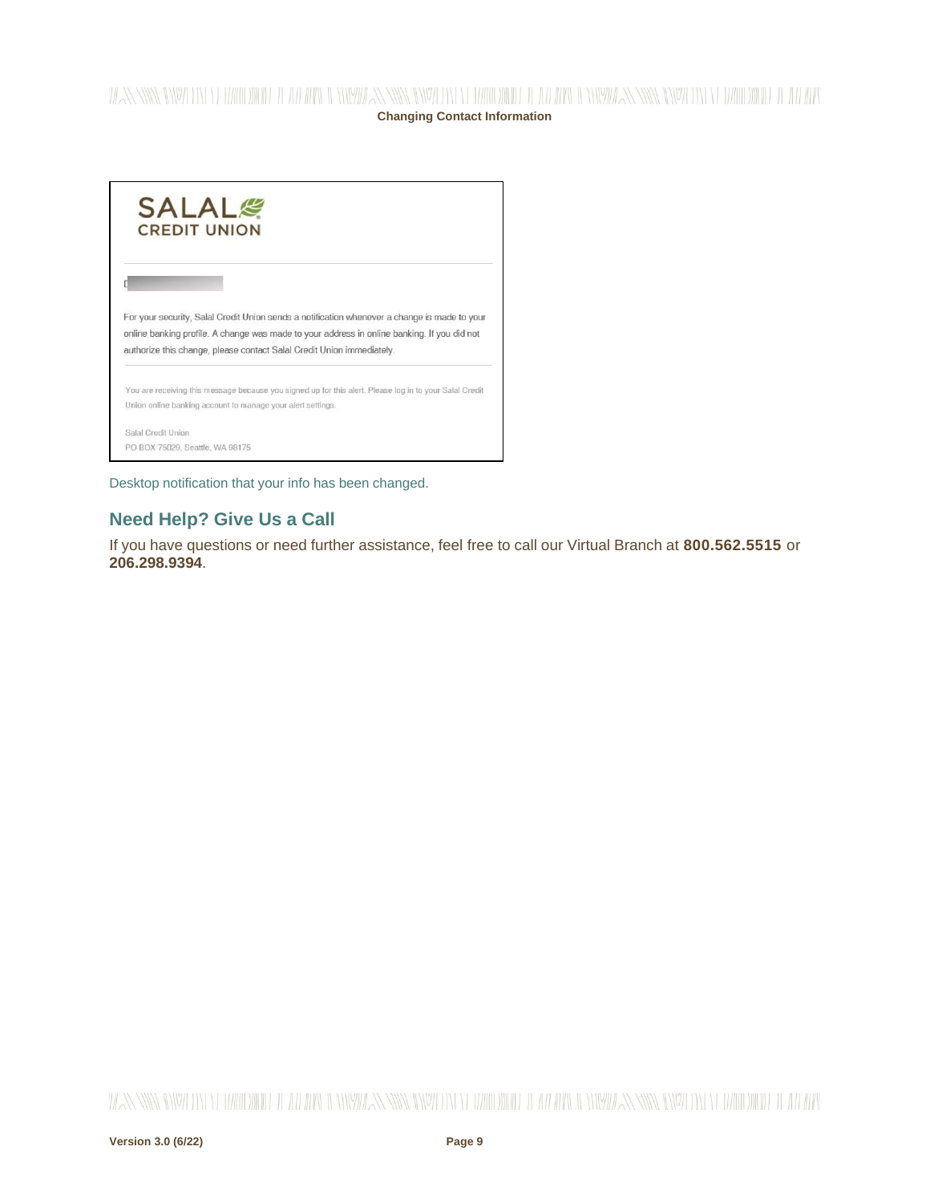SALAL CREDIT UNION

For your security, Salal Credit Union sends a notification whenever a change is made to your online banking profile. A change was made to your address in online banking. If you did not authorize this change, please contact Salal Credit Union immediately.

You are receiving this message because you signed up for this alert. Please log in to your Salal Credit Union online banking account to manage your alert settings.

Salal Credit Union
PO BOX 75029, Seattle, WA 98175

Desktop notification that your info has been changed.

## Need Help? Give Us a Call

If you have questions or need further assistance, feel free to call our Virtual Branch at **800.562.5515** or **206.298.9394**.